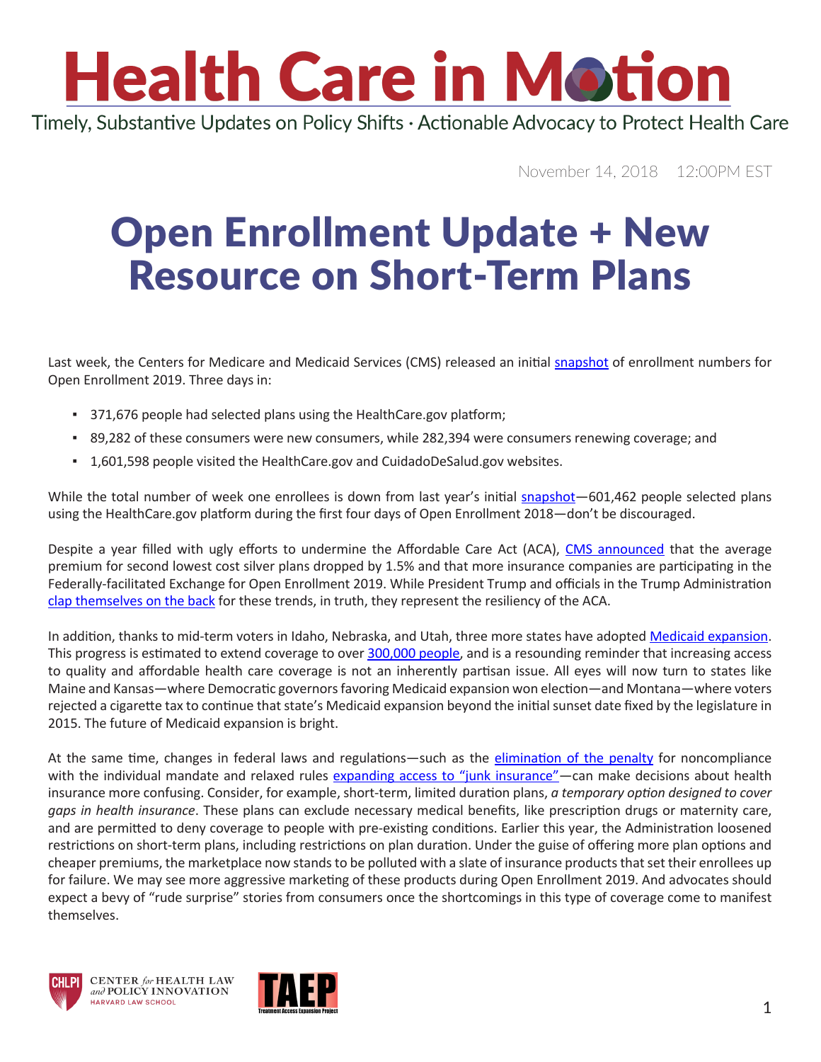# Health Care in Motion

Timely, Substantive Updates on Policy Shifts · Actionable Advocacy to Protect Health Care

November 14, 2018 12:00PM EST

## Open Enrollment Update + New Resource on Short-Term Plans

Last week, the Centers for Medicare and Medicaid Services (CMS) released an initial snapshot of enrollment numbers for Open Enrollment 2019. Three days in:

- 371,676 people had selected plans using the HealthCare.gov platform;
- 89,282 of these consumers were new consumers, while 282,394 were consumers renewing coverage; and
- 1,601,598 people visited the HealthCare.gov and CuidadoDeSalud.gov websites.

While the total number of week one enrollees is down from last year's initial snapshot—601,462 people selected plans using the HealthCare.gov platform during the first four days of Open Enrollment 2018—don't be discouraged.

Despite a year filled with ugly efforts to undermine the Affordable Care Act (ACA), CMS announced that the average premium for second lowest cost silver plans dropped by 1.5% and that more insurance companies are participating in the Federally-facilitated Exchange for Open Enrollment 2019. While President Trump and officials in the Trump Administration clap themselves on the back for these trends, in truth, they represent the resiliency of the ACA.

In addition, thanks to mid-term voters in Idaho, Nebraska, and Utah, three more states have adopted Medicaid expansion. This progress is estimated to extend coverage to over 300,000 people, and is a resounding reminder that increasing access to quality and affordable health care coverage is not an inherently partisan issue. All eyes will now turn to states like Maine and Kansas—where Democratic governors favoring Medicaid expansion won election—and Montana—where voters rejected a cigarette tax to continue that state's Medicaid expansion beyond the initial sunset date fixed by the legislature in 2015. The future of Medicaid expansion is bright.

At the same time, changes in federal laws and regulations—such as the elimination of the penalty for noncompliance with the individual mandate and relaxed rules expanding access to "junk insurance"—can make decisions about health insurance more confusing. Consider, for example, short-term, limited duration plans, *a temporary option designed to cover gaps in health insurance*. These plans can exclude necessary medical benefits, like prescription drugs or maternity care, and are permitted to deny coverage to people with pre-existing conditions. Earlier this year, the Administration loosened restrictions on short-term plans, including restrictions on plan duration. Under the guise of offering more plan options and cheaper premiums, the marketplace now stands to be polluted with a slate of insurance products that set their enrollees up for failure. We may see more aggressive marketing of these products during Open Enrollment 2019. And advocates should expect a bevy of "rude surprise" stories from consumers once the shortcomings in this type of coverage come to manifest themselves.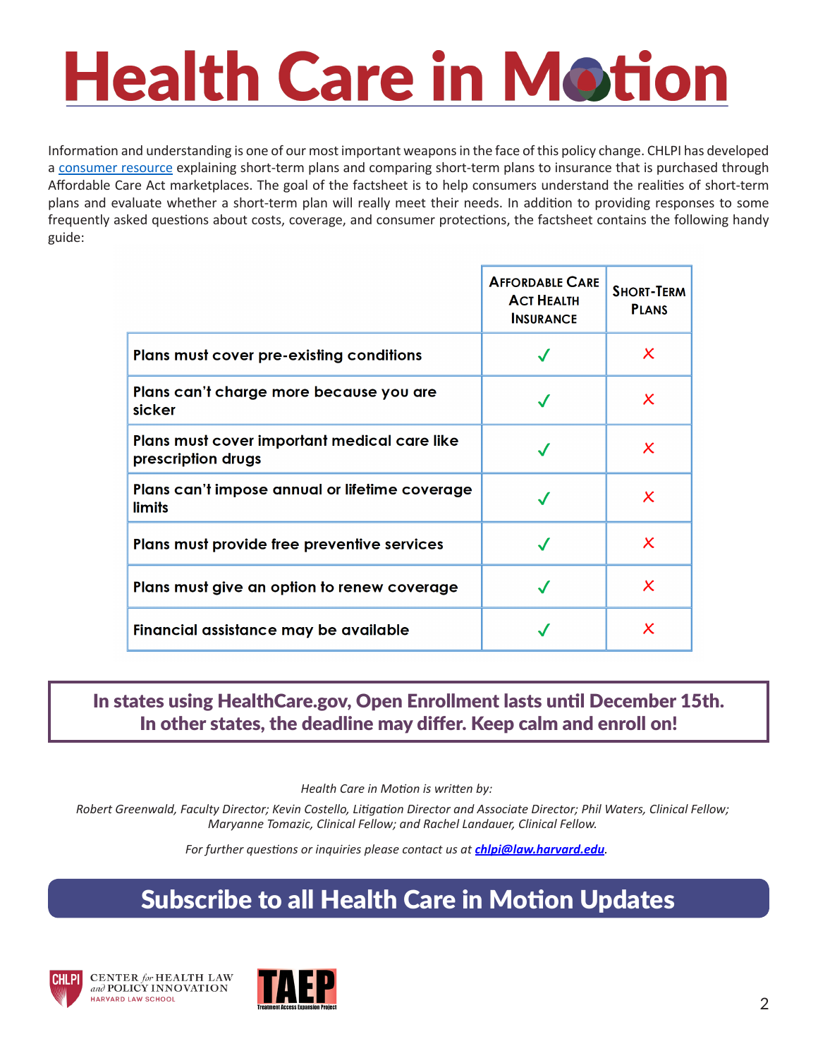# Health Care in Motion

Information and understanding is one of our most important weapons in the face of this policy change. CHLPI has developed a consumer resource explaining short-term plans and comparing short-term plans to insurance that is purchased through Affordable Care Act marketplaces. The goal of the factsheet is to help consumers understand the realities of short-term plans and evaluate whether a short-term plan will really meet their needs. In addition to providing responses to some frequently asked questions about costs, coverage, and consumer protections, the factsheet contains the following handy guide:

| | Affordable Care Act Health Insurance | Short-Term Plans |
|---|---|---|
| **Plans must cover pre-existing conditions** | ✓ | ✗ |
| **Plans can't charge more because you are sicker** | ✓ | ✗ |
| **Plans must cover important medical care like prescription drugs** | ✓ | ✗ |
| **Plans can't impose annual or lifetime coverage limits** | ✓ | ✗ |
| **Plans must provide free preventive services** | ✓ | ✗ |
| **Plans must give an option to renew coverage** | ✓ | ✗ |
| **Financial assistance may be available** | ✓ | ✗ |

**In states using HealthCare.gov, Open Enrollment lasts until December 15th.
In other states, the deadline may differ. Keep calm and enroll on!**

*Health Care in Motion is written by:*

*Robert Greenwald, Faculty Director; Kevin Costello, Litigation Director and Associate Director; Phil Waters, Clinical Fellow; Maryanne Tomazic, Clinical Fellow; and Rachel Landauer, Clinical Fellow.*

*For further questions or inquiries please contact us at **chlpi@law.harvard.edu**.*

**Subscribe to all Health Care in Motion Updates**

CHLPI CENTER *for* HEALTH LAW *and* POLICY INNOVATION
HARVARD LAW SCHOOL

TAEP
Treatment Access Expansion Project